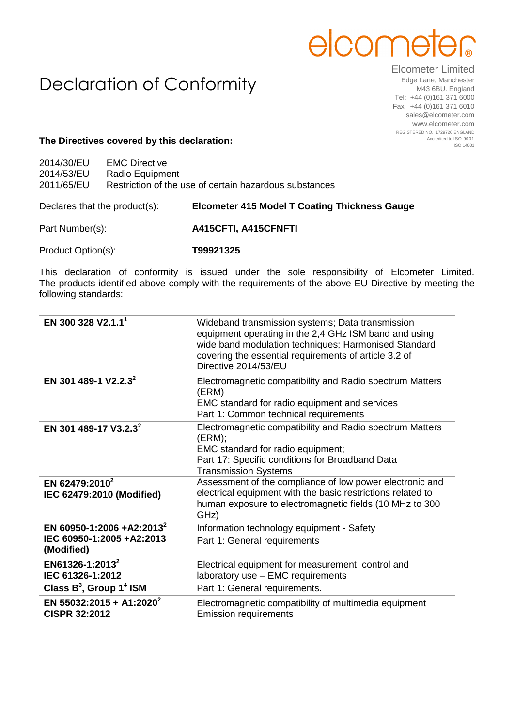elcometer

**Elcometer Limited**
Edge Lane, Manchester
M43 6BU. England
Tel: +44 (0)161 371 6000
Fax: +44 (0)161 371 6010
sales@elcometer.com
www.elcometer.com
REGISTERED NO. 1729726 ENGLAND
Accredited to ISO 9001
ISO 14001

# Declaration of Conformity

**The Directives covered by this declaration:**

2014/30/EU EMC Directive
2014/53/EU Radio Equipment
2011/65/EU Restriction of the use of certain hazardous substances

Declares that the product(s): **Elcometer 415 Model T Coating Thickness Gauge**

Part Number(s): **A415CFTI, A415CFNFTI**

Product Option(s): **T99921325**

This declaration of conformity is issued under the sole responsibility of Elcometer Limited. The products identified above comply with the requirements of the above EU Directive by meeting the following standards:

| Standard | Description |
|---|---|
| **EN 300 328 V2.1.1**[1] | Wideband transmission systems; Data transmission equipment operating in the 2,4 GHz ISM band and using wide band modulation techniques; Harmonised Standard covering the essential requirements of article 3.2 of Directive 2014/53/EU |
| **EN 301 489-1 V2.2.3**[2] | Electromagnetic compatibility and Radio spectrum Matters (ERM)<br>EMC standard for radio equipment and services<br>Part 1: Common technical requirements |
| **EN 301 489-17 V3.2.3**[2] | Electromagnetic compatibility and Radio spectrum Matters (ERM);<br>EMC standard for radio equipment;<br>Part 17: Specific conditions for Broadband Data Transmission Systems |
| **EN 62479:2010**[2]<br>**IEC 62479:2010 (Modified)** | Assessment of the compliance of low power electronic and electrical equipment with the basic restrictions related to human exposure to electromagnetic fields (10 MHz to 300 GHz) |
| **EN 60950-1:2006 +A2:2013**[2]<br>**IEC 60950-1:2005 +A2:2013 (Modified)** | Information technology equipment - Safety<br>Part 1: General requirements |
| **EN61326-1:2013**[2]<br>**IEC 61326-1:2012**<br>**Class B**[3]**, Group 1**[4] **ISM** | Electrical equipment for measurement, control and laboratory use – EMC requirements<br>Part 1: General requirements. |
| **EN 55032:2015 + A1:2020**[2]<br>**CISPR 32:2012** | Electromagnetic compatibility of multimedia equipment<br>Emission requirements |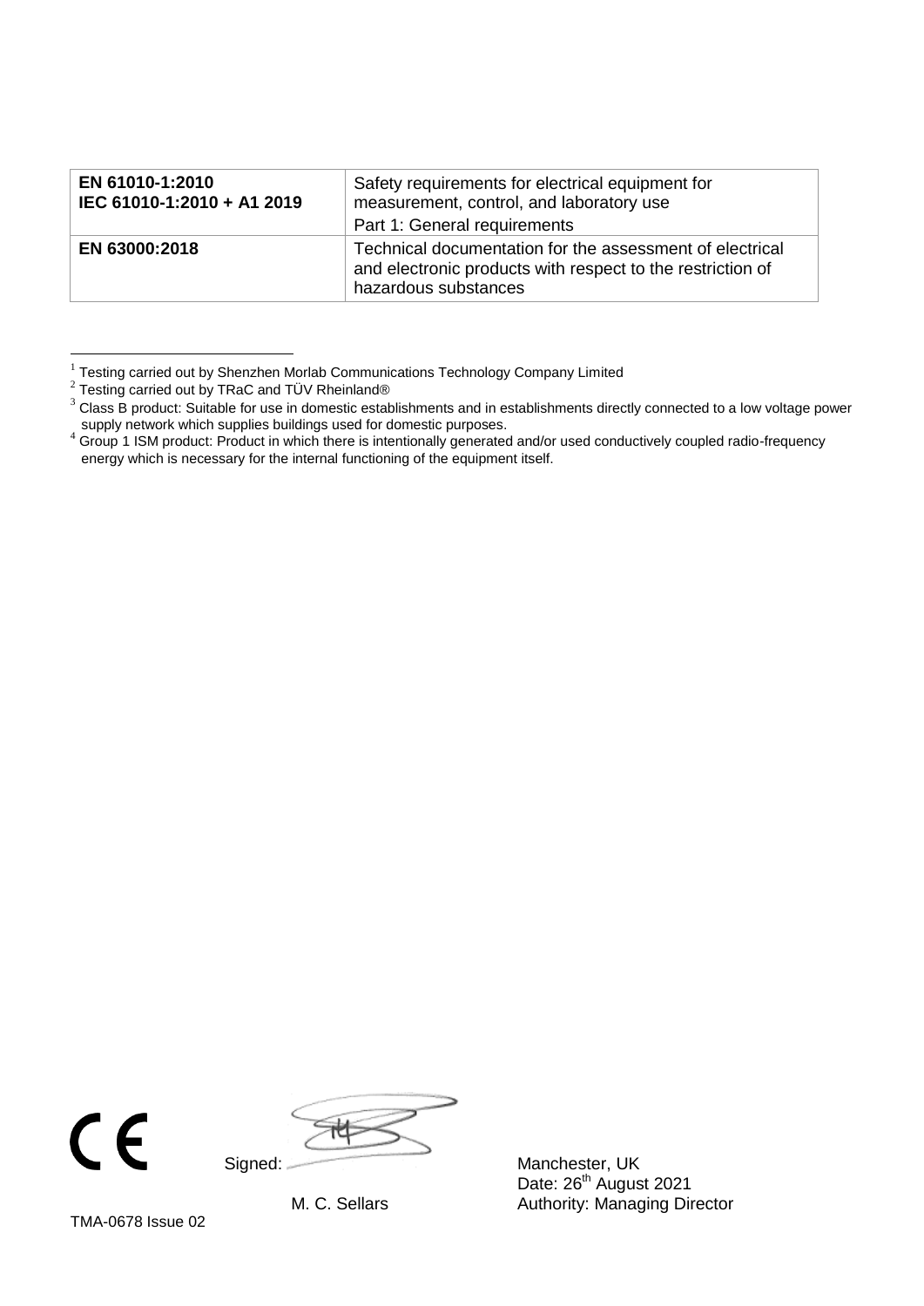| | |
|---|---|
| **EN 61010-1:2010**<br>**IEC 61010-1:2010 + A1 2019** | Safety requirements for electrical equipment for measurement, control, and laboratory use<br>Part 1: General requirements |
| **EN 63000:2018** | Technical documentation for the assessment of electrical and electronic products with respect to the restriction of hazardous substances |

---

[1] Testing carried out by Shenzhen Morlab Communications Technology Company Limited

[2] Testing carried out by TRaC and TÜV Rheinland®

[3] Class B product: Suitable for use in domestic establishments and in establishments directly connected to a low voltage power supply network which supplies buildings used for domestic purposes.

[4] Group 1 ISM product: Product in which there is intentionally generated and/or used conductively coupled radio-frequency energy which is necessary for the internal functioning of the equipment itself.

CE

Signed:

M. C. Sellars

Manchester, UK

Date: 26th August 2021

Authority: Managing Director

TMA-0678 Issue 02